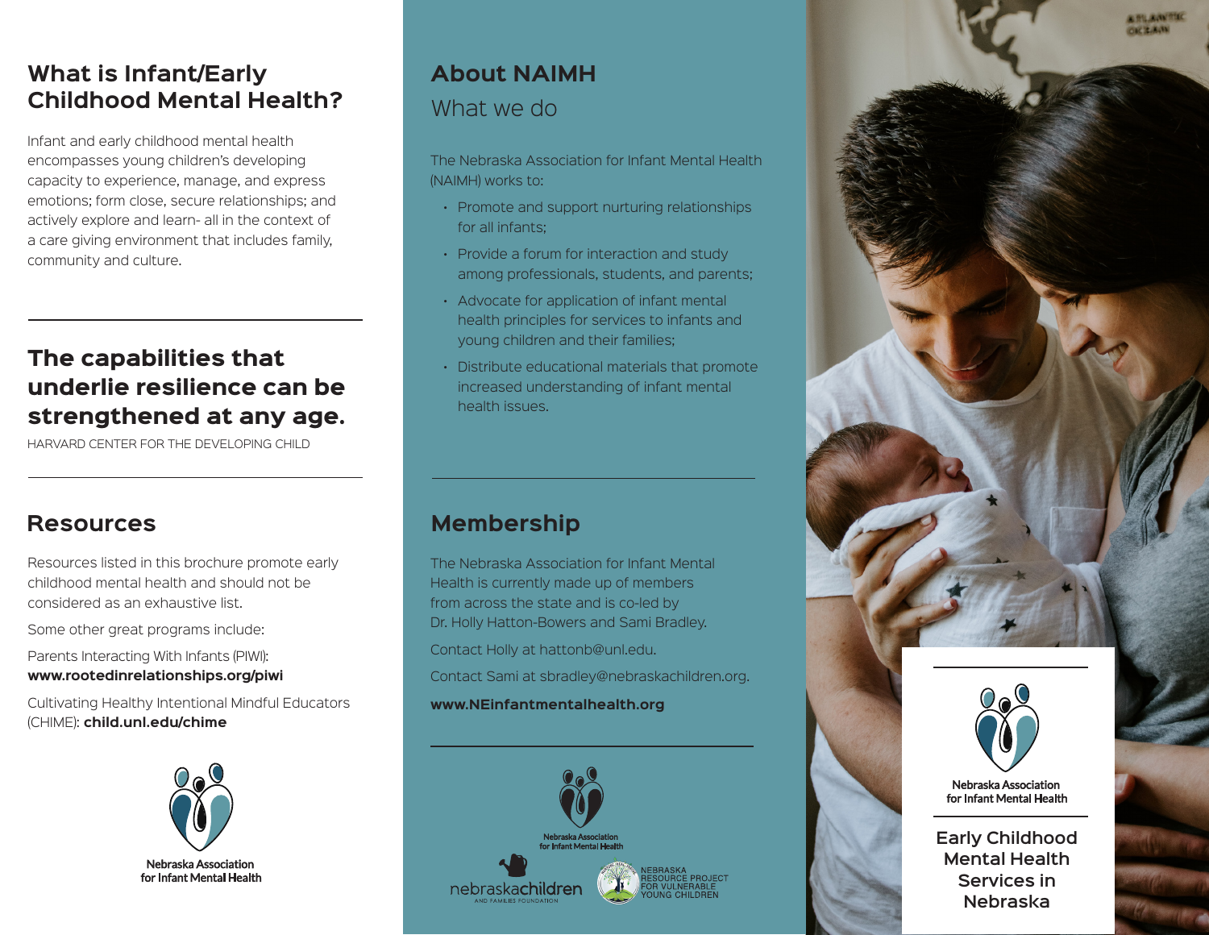## What is Infant/Early Childhood Mental Health?

Infant and early childhood mental health encompasses young children's developing capacity to experience, manage, and express emotions; form close, secure relationships; and actively explore and learn- all in the context of a care giving environment that includes family, community and culture.

---

## The capabilities that underlie resilience can be strengthened at any age.

HARVARD CENTER FOR THE DEVELOPING CHILD

---

## Resources

Resources listed in this brochure promote early childhood mental health and should not be considered as an exhaustive list.

Some other great programs include:

Parents Interacting With Infants (PIWI): **www.rootedinrelationships.org/piwi**

Cultivating Healthy Intentional Mindful Educators (CHIME): **child.unl.edu/chime**

Nebraska Association for Infant Mental Health

## About NAIMH

What we do

The Nebraska Association for Infant Mental Health (NAIMH) works to:

- Promote and support nurturing relationships for all infants;
- Provide a forum for interaction and study among professionals, students, and parents;
- Advocate for application of infant mental health principles for services to infants and young children and their families;
- Distribute educational materials that promote increased understanding of infant mental health issues.

---

## Membership

The Nebraska Association for Infant Mental Health is currently made up of members from across the state and is co-led by Dr. Holly Hatton-Bowers and Sami Bradley.

Contact Holly at hattonb@unl.edu.

Contact Sami at sbradley@nebraskachildren.org.

**www.NEinfantmentalhealth.org**

---

Nebraska Association for Infant Mental Health

nebraskachildren AND FAMILIES FOUNDATION

NEBRASKA RESOURCE PROJECT FOR VULNERABLE YOUNG CHILDREN

Nebraska Association for Infant Mental Health

# Early Childhood Mental Health Services in Nebraska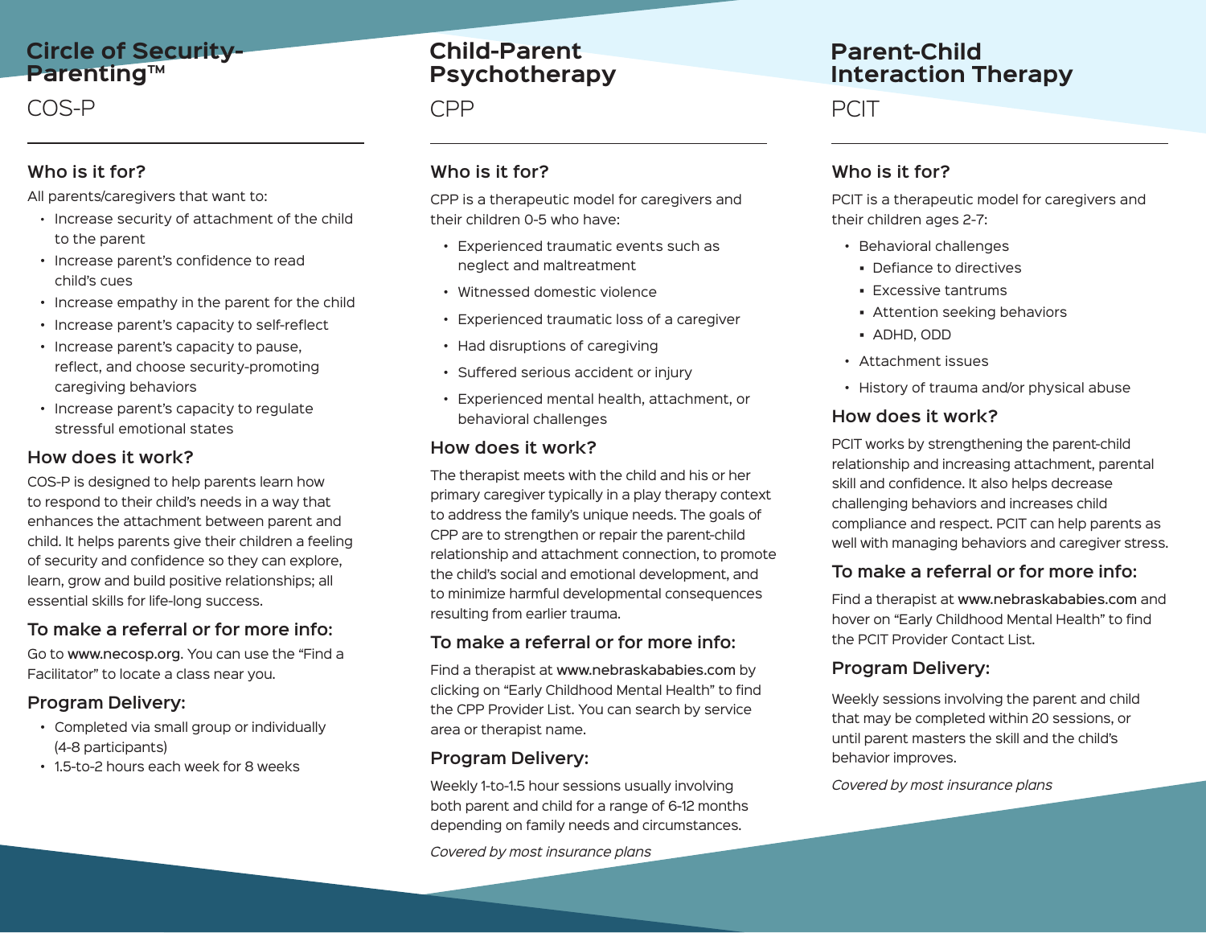# Circle of Security-Parenting™

COS-P

## Who is it for?

All parents/caregivers that want to:

- Increase security of attachment of the child to the parent
- Increase parent's confidence to read child's cues
- Increase empathy in the parent for the child
- Increase parent's capacity to self-reflect
- Increase parent's capacity to pause, reflect, and choose security-promoting caregiving behaviors
- Increase parent's capacity to regulate stressful emotional states

## How does it work?

COS-P is designed to help parents learn how to respond to their child's needs in a way that enhances the attachment between parent and child. It helps parents give their children a feeling of security and confidence so they can explore, learn, grow and build positive relationships; all essential skills for life-long success.

## To make a referral or for more info:

Go to www.necosp.org. You can use the "Find a Facilitator" to locate a class near you.

## Program Delivery:

- Completed via small group or individually (4-8 participants)
- 1.5-to-2 hours each week for 8 weeks

# Child-Parent Psychotherapy

CPP

## Who is it for?

CPP is a therapeutic model for caregivers and their children 0-5 who have:

- Experienced traumatic events such as neglect and maltreatment
- Witnessed domestic violence
- Experienced traumatic loss of a caregiver
- Had disruptions of caregiving
- Suffered serious accident or injury
- Experienced mental health, attachment, or behavioral challenges

## How does it work?

The therapist meets with the child and his or her primary caregiver typically in a play therapy context to address the family's unique needs. The goals of CPP are to strengthen or repair the parent-child relationship and attachment connection, to promote the child's social and emotional development, and to minimize harmful developmental consequences resulting from earlier trauma.

## To make a referral or for more info:

Find a therapist at www.nebraskababies.com by clicking on "Early Childhood Mental Health" to find the CPP Provider List. You can search by service area or therapist name.

## Program Delivery:

Weekly 1-to-1.5 hour sessions usually involving both parent and child for a range of 6-12 months depending on family needs and circumstances.

*Covered by most insurance plans*

# Parent-Child Interaction Therapy

PCIT

## Who is it for?

PCIT is a therapeutic model for caregivers and their children ages 2-7:

- Behavioral challenges
  - Defiance to directives
  - Excessive tantrums
  - Attention seeking behaviors
  - ADHD, ODD
- Attachment issues
- History of trauma and/or physical abuse

## How does it work?

PCIT works by strengthening the parent-child relationship and increasing attachment, parental skill and confidence. It also helps decrease challenging behaviors and increases child compliance and respect. PCIT can help parents as well with managing behaviors and caregiver stress.

## To make a referral or for more info:

Find a therapist at www.nebraskababies.com and hover on "Early Childhood Mental Health" to find the PCIT Provider Contact List.

## Program Delivery:

Weekly sessions involving the parent and child that may be completed within 20 sessions, or until parent masters the skill and the child's behavior improves.

*Covered by most insurance plans*